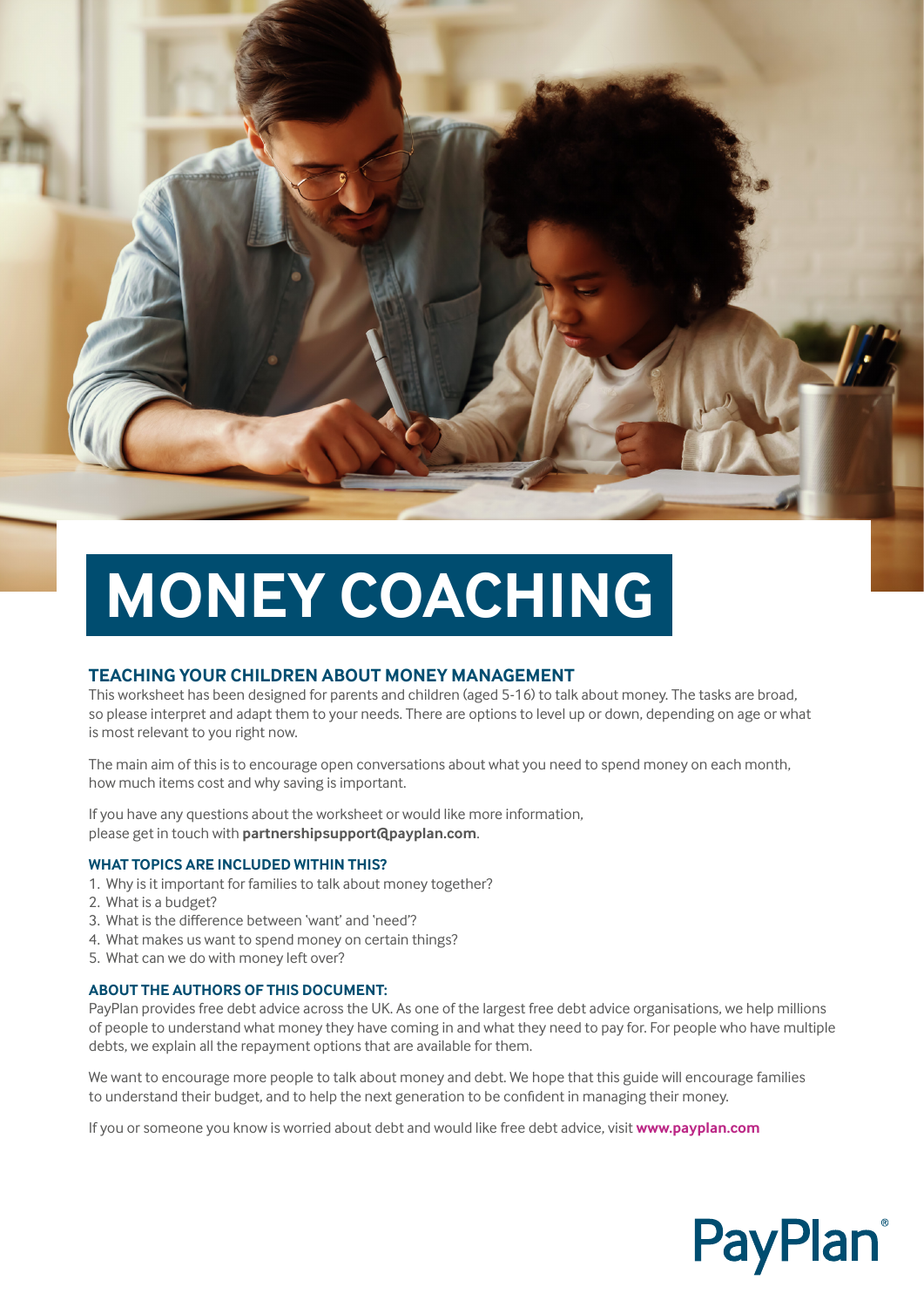# MONEY COACHING

## TEACHING YOUR CHILDREN ABOUT MONEY MANAGEMENT

This worksheet has been designed for parents and children (aged 5-16) to talk about money. The tasks are broad, so please interpret and adapt them to your needs. There are options to level up or down, depending on age or what is most relevant to you right now.

The main aim of this is to encourage open conversations about what you need to spend money on each month, how much items cost and why saving is important.

If you have any questions about the worksheet or would like more information, please get in touch with **partnershipsupport@payplan.com**.

### WHAT TOPICS ARE INCLUDED WITHIN THIS?

1. Why is it important for families to talk about money together?
2. What is a budget?
3. What is the difference between 'want' and 'need'?
4. What makes us want to spend money on certain things?
5. What can we do with money left over?

### ABOUT THE AUTHORS OF THIS DOCUMENT:

PayPlan provides free debt advice across the UK. As one of the largest free debt advice organisations, we help millions of people to understand what money they have coming in and what they need to pay for. For people who have multiple debts, we explain all the repayment options that are available for them.

We want to encourage more people to talk about money and debt. We hope that this guide will encourage families to understand their budget, and to help the next generation to be confident in managing their money.

If you or someone you know is worried about debt and would like free debt advice, visit **www.payplan.com**

PayPlan®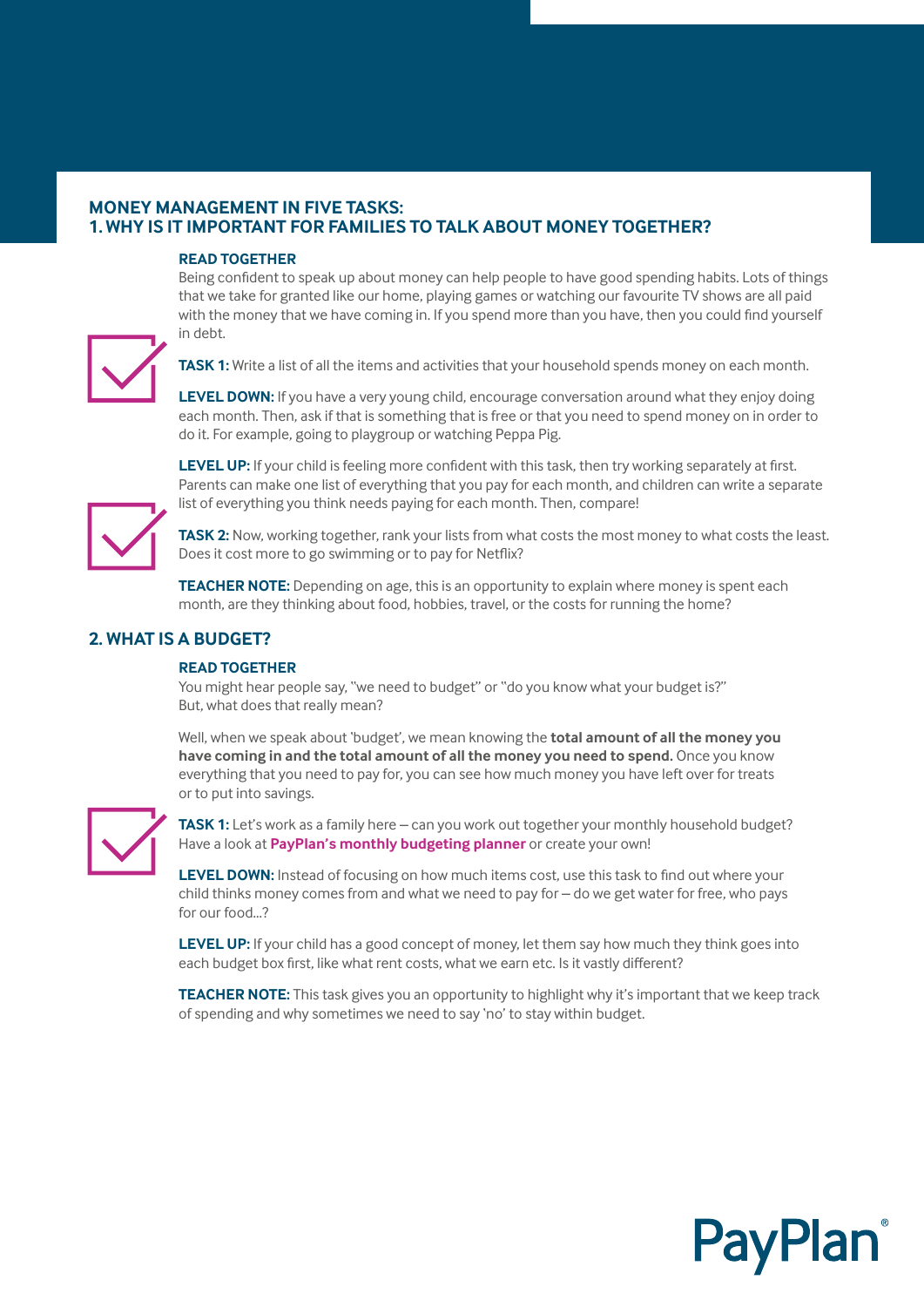## MONEY MANAGEMENT IN FIVE TASKS:
## 1. WHY IS IT IMPORTANT FOR FAMILIES TO TALK ABOUT MONEY TOGETHER?

**READ TOGETHER**

Being confident to speak up about money can help people to have good spending habits. Lots of things that we take for granted like our home, playing games or watching our favourite TV shows are all paid with the money that we have coming in. If you spend more than you have, then you could find yourself in debt.

**TASK 1:** Write a list of all the items and activities that your household spends money on each month.

**LEVEL DOWN:** If you have a very young child, encourage conversation around what they enjoy doing each month. Then, ask if that is something that is free or that you need to spend money on in order to do it. For example, going to playgroup or watching Peppa Pig.

**LEVEL UP:** If your child is feeling more confident with this task, then try working separately at first. Parents can make one list of everything that you pay for each month, and children can write a separate list of everything you think needs paying for each month. Then, compare!

**TASK 2:** Now, working together, rank your lists from what costs the most money to what costs the least. Does it cost more to go swimming or to pay for Netflix?

**TEACHER NOTE:** Depending on age, this is an opportunity to explain where money is spent each month, are they thinking about food, hobbies, travel, or the costs for running the home?

## 2. WHAT IS A BUDGET?

**READ TOGETHER**

You might hear people say, "we need to budget" or "do you know what your budget is?" But, what does that really mean?

Well, when we speak about 'budget', we mean knowing the **total amount of all the money you have coming in and the total amount of all the money you need to spend.** Once you know everything that you need to pay for, you can see how much money you have left over for treats or to put into savings.

**TASK 1:** Let's work as a family here – can you work out together your monthly household budget? Have a look at **PayPlan's monthly budgeting planner** or create your own!

**LEVEL DOWN:** Instead of focusing on how much items cost, use this task to find out where your child thinks money comes from and what we need to pay for – do we get water for free, who pays for our food...?

**LEVEL UP:** If your child has a good concept of money, let them say how much they think goes into each budget box first, like what rent costs, what we earn etc. Is it vastly different?

**TEACHER NOTE:** This task gives you an opportunity to highlight why it's important that we keep track of spending and why sometimes we need to say 'no' to stay within budget.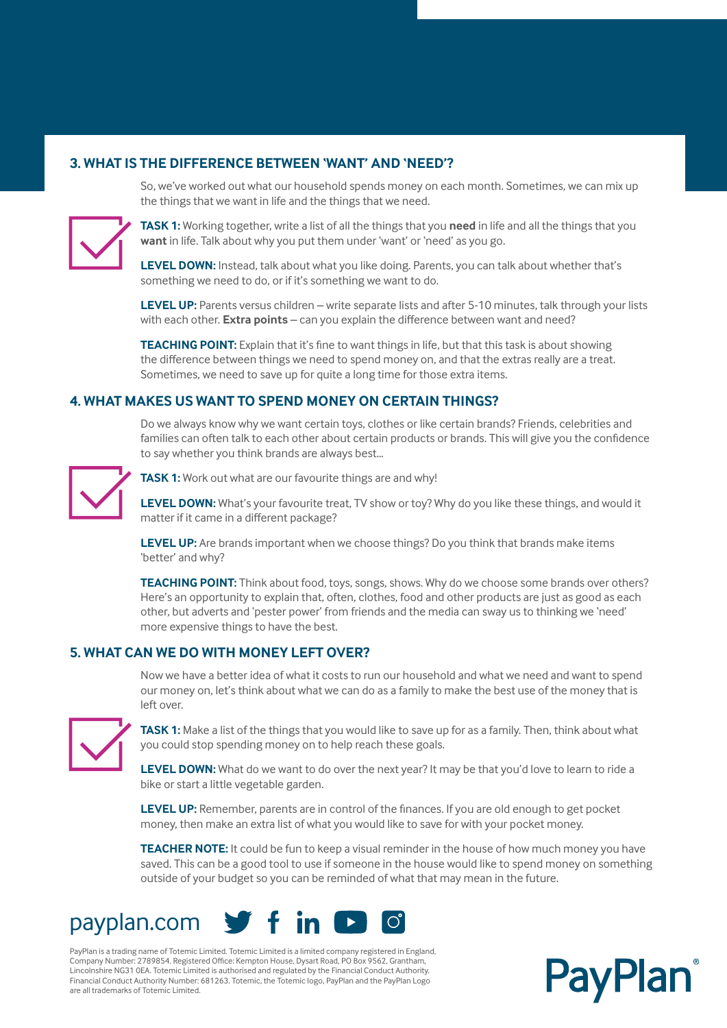## 3. WHAT IS THE DIFFERENCE BETWEEN 'WANT' AND 'NEED'?

So, we've worked out what our household spends money on each month. Sometimes, we can mix up the things that we want in life and the things that we need.

**TASK 1:** Working together, write a list of all the things that you **need** in life and all the things that you **want** in life. Talk about why you put them under 'want' or 'need' as you go.

**LEVEL DOWN:** Instead, talk about what you like doing. Parents, you can talk about whether that's something we need to do, or if it's something we want to do.

**LEVEL UP:** Parents versus children – write separate lists and after 5-10 minutes, talk through your lists with each other. **Extra points** – can you explain the difference between want and need?

**TEACHING POINT:** Explain that it's fine to want things in life, but that this task is about showing the difference between things we need to spend money on, and that the extras really are a treat. Sometimes, we need to save up for quite a long time for those extra items.

## 4. WHAT MAKES US WANT TO SPEND MONEY ON CERTAIN THINGS?

Do we always know why we want certain toys, clothes or like certain brands? Friends, celebrities and families can often talk to each other about certain products or brands. This will give you the confidence to say whether you think brands are always best...

**TASK 1:** Work out what are our favourite things are and why!

**LEVEL DOWN:** What's your favourite treat, TV show or toy? Why do you like these things, and would it matter if it came in a different package?

**LEVEL UP:** Are brands important when we choose things? Do you think that brands make items 'better' and why?

**TEACHING POINT:** Think about food, toys, songs, shows. Why do we choose some brands over others? Here's an opportunity to explain that, often, clothes, food and other products are just as good as each other, but adverts and 'pester power' from friends and the media can sway us to thinking we 'need' more expensive things to have the best.

## 5. WHAT CAN WE DO WITH MONEY LEFT OVER?

Now we have a better idea of what it costs to run our household and what we need and want to spend our money on, let's think about what we can do as a family to make the best use of the money that is left over.

**TASK 1:** Make a list of the things that you would like to save up for as a family. Then, think about what you could stop spending money on to help reach these goals.

**LEVEL DOWN:** What do we want to do over the next year? It may be that you'd love to learn to ride a bike or start a little vegetable garden.

**LEVEL UP:** Remember, parents are in control of the finances. If you are old enough to get pocket money, then make an extra list of what you would like to save for with your pocket money.

**TEACHER NOTE:** It could be fun to keep a visual reminder in the house of how much money you have saved. This can be a good tool to use if someone in the house would like to spend money on something outside of your budget so you can be reminded of what that may mean in the future.

payplan.com

PayPlan is a trading name of Totemic Limited. Totemic Limited is a limited company registered in England, Company Number: 2789854. Registered Office: Kempton House, Dysart Road, PO Box 9562, Grantham, Lincolnshire NG31 0EA. Totemic Limited is authorised and regulated by the Financial Conduct Authority. Financial Conduct Authority Number: 681263. Totemic, the Totemic logo, PayPlan and the PayPlan Logo are all trademarks of Totemic Limited.

PayPlan®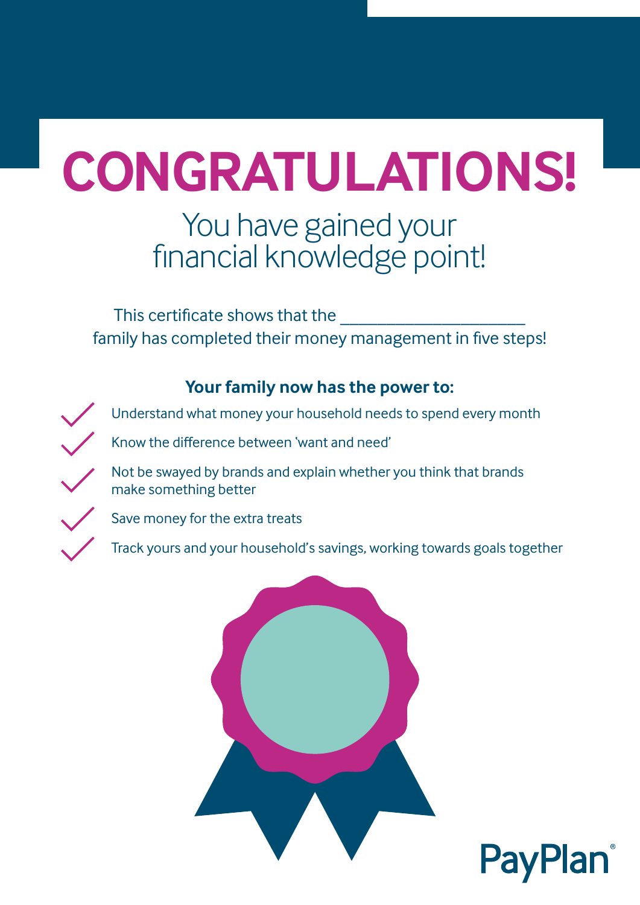# CONGRATULATIONS!

## You have gained your financial knowledge point!

This certificate shows that the ____________________ family has completed their money management in five steps!

**Your family now has the power to:**

- Understand what money your household needs to spend every month
- Know the difference between 'want and need'
- Not be swayed by brands and explain whether you think that brands make something better
- Save money for the extra treats
- Track yours and your household's savings, working towards goals together

PayPlan®